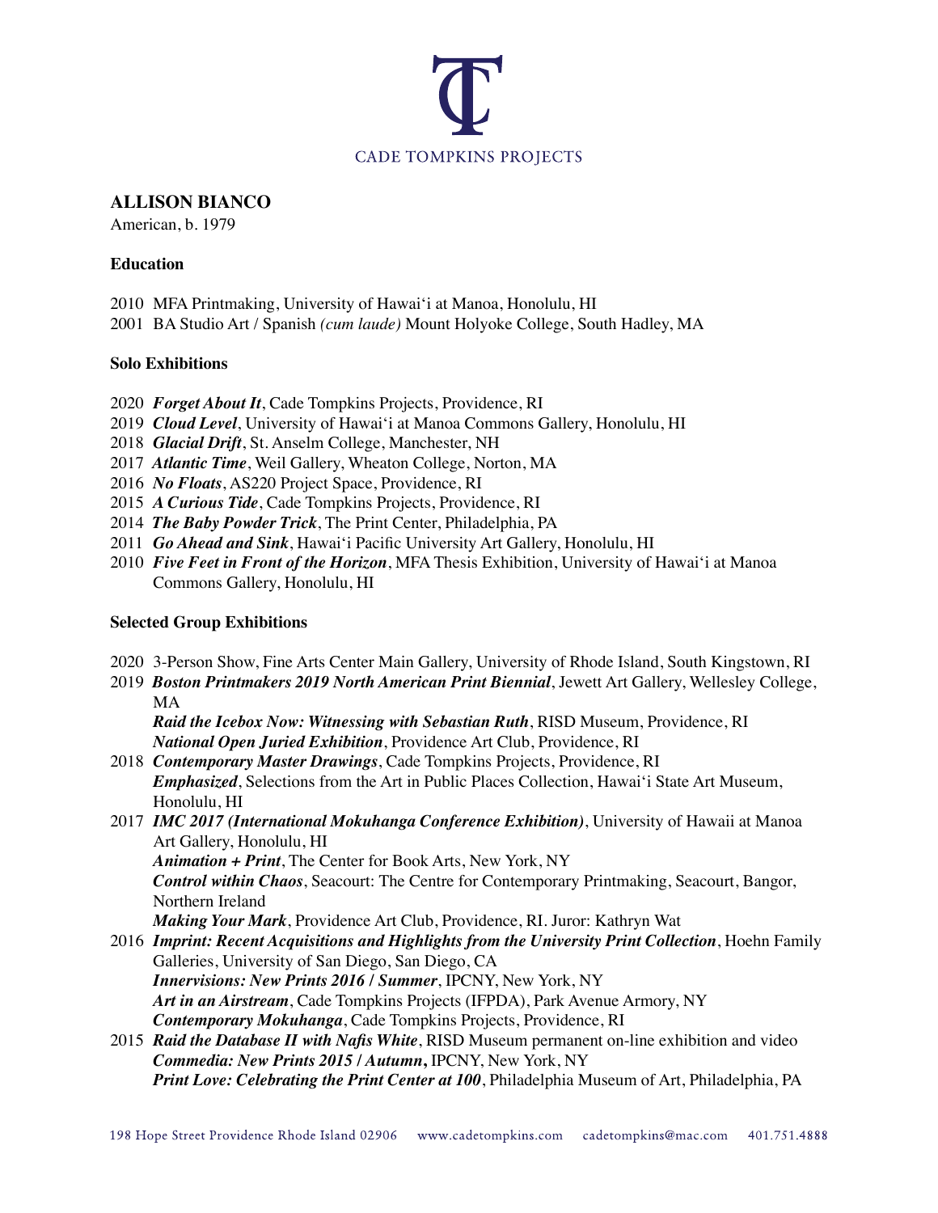CADE TOMPKINS PROJECTS

# ALLISON BIANCO

American, b. 1979

## Education

2010 MFA Printmaking, University of Hawai'i at Manoa, Honolulu, HI
2001 BA Studio Art / Spanish *(cum laude)* Mount Holyoke College, South Hadley, MA

## Solo Exhibitions

2020 ***Forget About It***, Cade Tompkins Projects, Providence, RI
2019 ***Cloud Level***, University of Hawai'i at Manoa Commons Gallery, Honolulu, HI
2018 ***Glacial Drift***, St. Anselm College, Manchester, NH
2017 ***Atlantic Time***, Weil Gallery, Wheaton College, Norton, MA
2016 ***No Floats***, AS220 Project Space, Providence, RI
2015 ***A Curious Tide***, Cade Tompkins Projects, Providence, RI
2014 ***The Baby Powder Trick***, The Print Center, Philadelphia, PA
2011 ***Go Ahead and Sink***, Hawai'i Pacific University Art Gallery, Honolulu, HI
2010 ***Five Feet in Front of the Horizon***, MFA Thesis Exhibition, University of Hawai'i at Manoa Commons Gallery, Honolulu, HI

## Selected Group Exhibitions

2020 3-Person Show, Fine Arts Center Main Gallery, University of Rhode Island, South Kingstown, RI

2019 ***Boston Printmakers 2019 North American Print Biennial***, Jewett Art Gallery, Wellesley College, MA
***Raid the Icebox Now: Witnessing with Sebastian Ruth***, RISD Museum, Providence, RI
***National Open Juried Exhibition***, Providence Art Club, Providence, RI

2018 ***Contemporary Master Drawings***, Cade Tompkins Projects, Providence, RI
***Emphasized***, Selections from the Art in Public Places Collection, Hawai'i State Art Museum, Honolulu, HI

2017 ***IMC 2017 (International Mokuhanga Conference Exhibition)***, University of Hawaii at Manoa Art Gallery, Honolulu, HI
***Animation + Print***, The Center for Book Arts, New York, NY
***Control within Chaos***, Seacourt: The Centre for Contemporary Printmaking, Seacourt, Bangor, Northern Ireland
***Making Your Mark***, Providence Art Club, Providence, RI. Juror: Kathryn Wat

2016 ***Imprint: Recent Acquisitions and Highlights from the University Print Collection***, Hoehn Family Galleries, University of San Diego, San Diego, CA
***Innervisions: New Prints 2016 / Summer***, IPCNY, New York, NY
***Art in an Airstream***, Cade Tompkins Projects (IFPDA), Park Avenue Armory, NY
***Contemporary Mokuhanga***, Cade Tompkins Projects, Providence, RI

2015 ***Raid the Database II with Nafis White***, RISD Museum permanent on-line exhibition and video
***Commedia: New Prints 2015 / Autumn,*** IPCNY, New York, NY
***Print Love: Celebrating the Print Center at 100***, Philadelphia Museum of Art, Philadelphia, PA

198 Hope Street Providence Rhode Island 02906 www.cadetompkins.com cadetompkins@mac.com 401.751.4888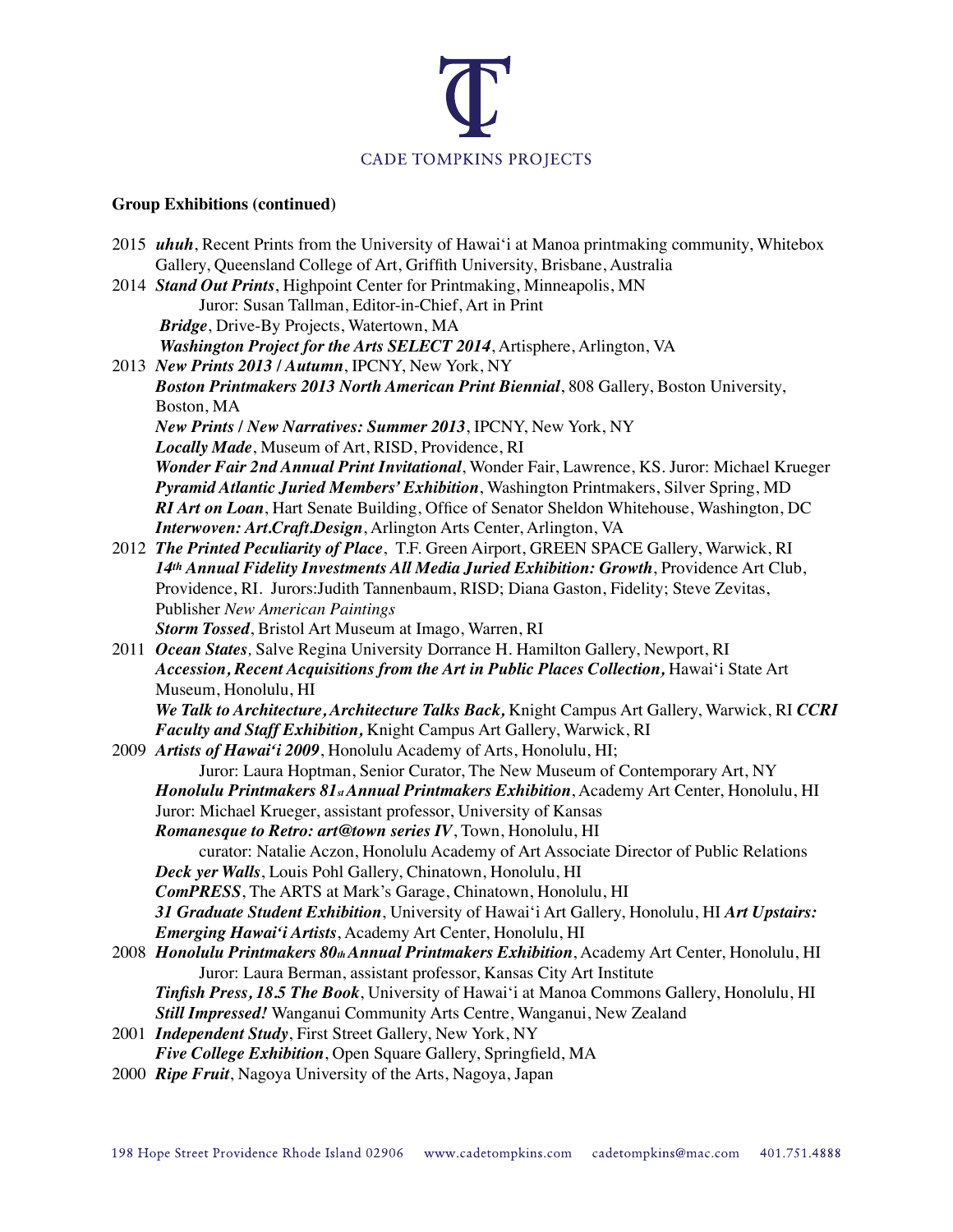**Group Exhibitions (continued)**

2015 ***uhuh***, Recent Prints from the University of Hawai'i at Manoa printmaking community, Whitebox Gallery, Queensland College of Art, Griffith University, Brisbane, Australia

2014 ***Stand Out Prints***, Highpoint Center for Printmaking, Minneapolis, MN
Juror: Susan Tallman, Editor-in-Chief, Art in Print
***Bridge***, Drive-By Projects, Watertown, MA
***Washington Project for the Arts SELECT 2014***, Artisphere, Arlington, VA

2013 ***New Prints 2013 / Autumn***, IPCNY, New York, NY
***Boston Printmakers 2013 North American Print Biennial***, 808 Gallery, Boston University, Boston, MA
***New Prints / New Narratives: Summer 2013***, IPCNY, New York, NY
***Locally Made***, Museum of Art, RISD, Providence, RI
***Wonder Fair 2nd Annual Print Invitational***, Wonder Fair, Lawrence, KS. Juror: Michael Krueger
***Pyramid Atlantic Juried Members' Exhibition***, Washington Printmakers, Silver Spring, MD
***RI Art on Loan***, Hart Senate Building, Office of Senator Sheldon Whitehouse, Washington, DC
***Interwoven: Art.Craft.Design***, Arlington Arts Center, Arlington, VA

2012 ***The Printed Peculiarity of Place***, T.F. Green Airport, GREEN SPACE Gallery, Warwick, RI
***14th Annual Fidelity Investments All Media Juried Exhibition: Growth***, Providence Art Club, Providence, RI. Jurors:Judith Tannenbaum, RISD; Diana Gaston, Fidelity; Steve Zevitas, Publisher *New American Paintings*
***Storm Tossed***, Bristol Art Museum at Imago, Warren, RI

2011 ***Ocean States***, Salve Regina University Dorrance H. Hamilton Gallery, Newport, RI
***Accession, Recent Acquisitions from the Art in Public Places Collection,*** Hawai'i State Art Museum, Honolulu, HI
***We Talk to Architecture, Architecture Talks Back,*** Knight Campus Art Gallery, Warwick, RI ***CCRI Faculty and Staff Exhibition,*** Knight Campus Art Gallery, Warwick, RI

2009 ***Artists of Hawai'i 2009***, Honolulu Academy of Arts, Honolulu, HI;
Juror: Laura Hoptman, Senior Curator, The New Museum of Contemporary Art, NY
***Honolulu Printmakers 81st Annual Printmakers Exhibition***, Academy Art Center, Honolulu, HI
Juror: Michael Krueger, assistant professor, University of Kansas
***Romanesque to Retro: art@town series IV***, Town, Honolulu, HI
curator: Natalie Aczon, Honolulu Academy of Art Associate Director of Public Relations
***Deck yer Walls***, Louis Pohl Gallery, Chinatown, Honolulu, HI
***ComPRESS***, The ARTS at Mark's Garage, Chinatown, Honolulu, HI
***31 Graduate Student Exhibition***, University of Hawai'i Art Gallery, Honolulu, HI ***Art Upstairs: Emerging Hawai'i Artists***, Academy Art Center, Honolulu, HI

2008 ***Honolulu Printmakers 80th Annual Printmakers Exhibition***, Academy Art Center, Honolulu, HI
Juror: Laura Berman, assistant professor, Kansas City Art Institute
***Tinfish Press, 18.5 The Book***, University of Hawai'i at Manoa Commons Gallery, Honolulu, HI
***Still Impressed!*** Wanganui Community Arts Centre, Wanganui, New Zealand

2001 ***Independent Study***, First Street Gallery, New York, NY
***Five College Exhibition***, Open Square Gallery, Springfield, MA

2000 ***Ripe Fruit***, Nagoya University of the Arts, Nagoya, Japan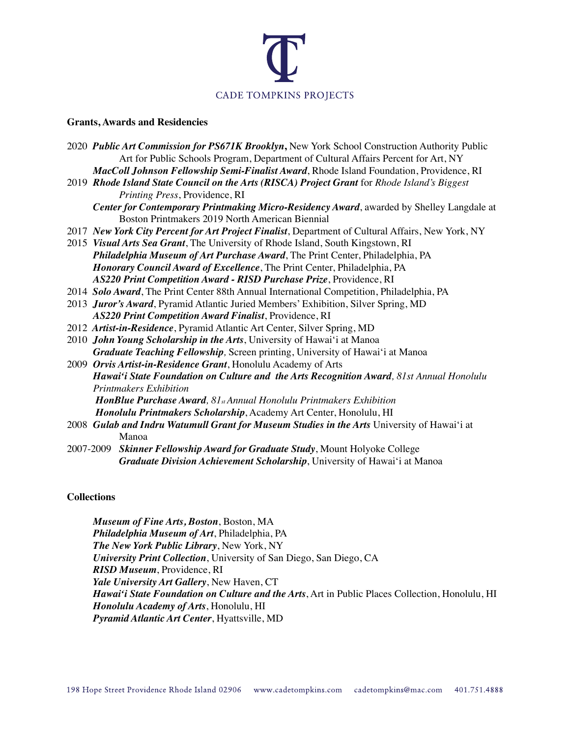## Grants, Awards and Residencies

2020 ***Public Art Commission for PS671K Brooklyn,*** New York School Construction Authority Public Art for Public Schools Program, Department of Cultural Affairs Percent for Art, NY
***MacColl Johnson Fellowship Semi-Finalist Award***, Rhode Island Foundation, Providence, RI

2019 ***Rhode Island State Council on the Arts (RISCA) Project Grant*** for *Rhode Island's Biggest Printing Press*, Providence, RI
***Center for Contemporary Printmaking Micro-Residency Award***, awarded by Shelley Langdale at Boston Printmakers 2019 North American Biennial

2017 ***New York City Percent for Art Project Finalist***, Department of Cultural Affairs, New York, NY

2015 ***Visual Arts Sea Grant***, The University of Rhode Island, South Kingstown, RI
***Philadelphia Museum of Art Purchase Award***, The Print Center, Philadelphia, PA
***Honorary Council Award of Excellence***, The Print Center, Philadelphia, PA
***AS220 Print Competition Award - RISD Purchase Prize***, Providence, RI

2014 ***Solo Award***, The Print Center 88th Annual International Competition, Philadelphia, PA

2013 ***Juror's Award***, Pyramid Atlantic Juried Members' Exhibition, Silver Spring, MD
***AS220 Print Competition Award Finalist***, Providence, RI

2012 ***Artist-in-Residence***, Pyramid Atlantic Art Center, Silver Spring, MD

2010 ***John Young Scholarship in the Arts***, University of Hawai'i at Manoa
***Graduate Teaching Fellowship,*** Screen printing, University of Hawai'i at Manoa

2009 ***Orvis Artist-in-Residence Grant***, Honolulu Academy of Arts
***Hawai'i State Foundation on Culture and the Arts Recognition Award****, 81st Annual Honolulu Printmakers Exhibition*
***HonBlue Purchase Award****, 81st Annual Honolulu Printmakers Exhibition*
***Honolulu Printmakers Scholarship***, Academy Art Center, Honolulu, HI

2008 ***Gulab and Indru Watumull Grant for Museum Studies in the Arts*** University of Hawai'i at Manoa

2007-2009 ***Skinner Fellowship Award for Graduate Study***, Mount Holyoke College
***Graduate Division Achievement Scholarship***, University of Hawai'i at Manoa

## Collections

***Museum of Fine Arts, Boston***, Boston, MA
***Philadelphia Museum of Art***, Philadelphia, PA
***The New York Public Library***, New York, NY
***University Print Collection***, University of San Diego, San Diego, CA
***RISD Museum***, Providence, RI
***Yale University Art Gallery***, New Haven, CT
***Hawai'i State Foundation on Culture and the Arts***, Art in Public Places Collection, Honolulu, HI
***Honolulu Academy of Arts***, Honolulu, HI
***Pyramid Atlantic Art Center***, Hyattsville, MD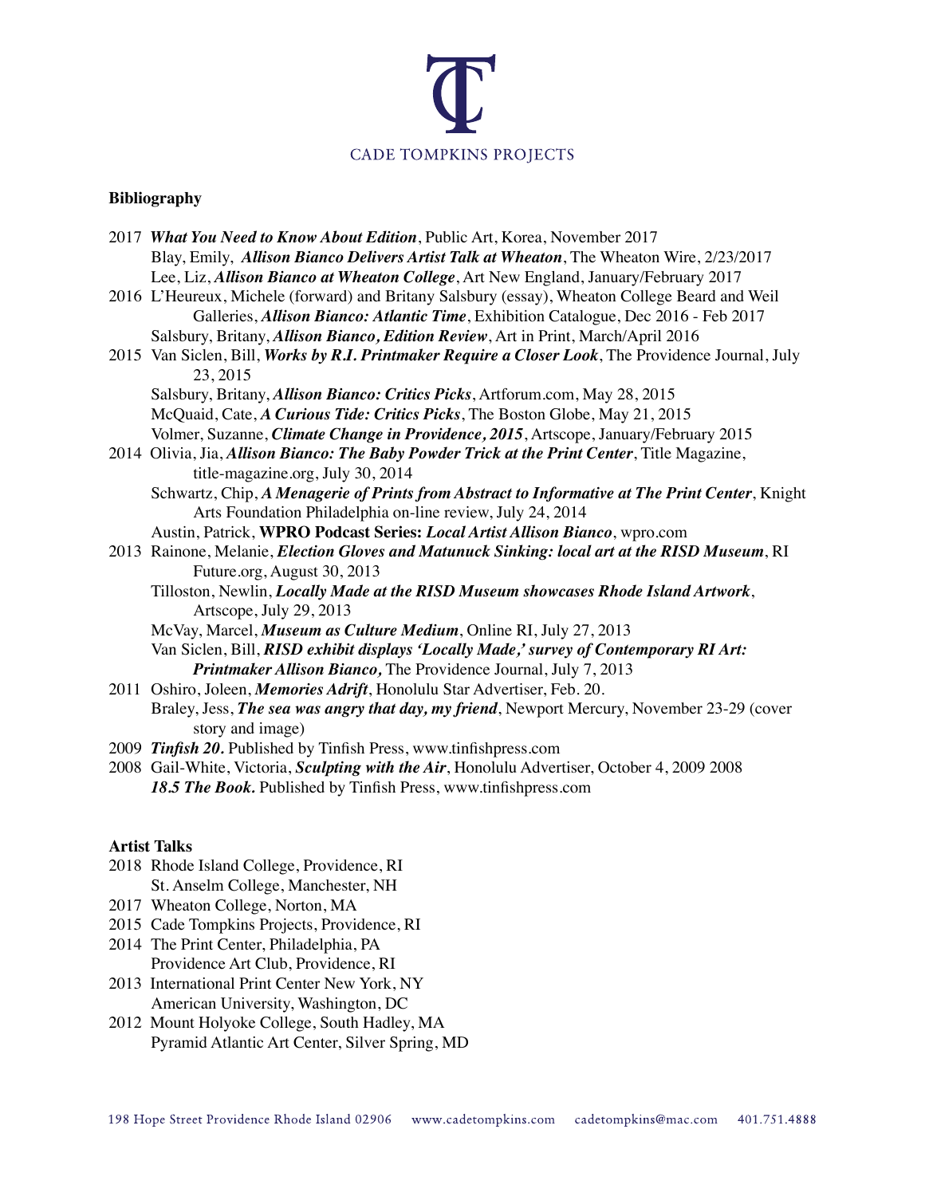# CADE TOMPKINS PROJECTS

**Bibliography**

2017 ***What You Need to Know About Edition***, Public Art, Korea, November 2017
Blay, Emily, ***Allison Bianco Delivers Artist Talk at Wheaton***, The Wheaton Wire, 2/23/2017
Lee, Liz, ***Allison Bianco at Wheaton College***, Art New England, January/February 2017

2016 L'Heureux, Michele (forward) and Britany Salsbury (essay), Wheaton College Beard and Weil Galleries, ***Allison Bianco: Atlantic Time***, Exhibition Catalogue, Dec 2016 - Feb 2017
Salsbury, Britany, ***Allison Bianco, Edition Review***, Art in Print, March/April 2016

2015 Van Siclen, Bill, ***Works by R.I. Printmaker Require a Closer Look***, The Providence Journal, July 23, 2015
Salsbury, Britany, ***Allison Bianco: Critics Picks***, Artforum.com, May 28, 2015
McQuaid, Cate, ***A Curious Tide: Critics Picks***, The Boston Globe, May 21, 2015
Volmer, Suzanne, ***Climate Change in Providence, 2015***, Artscope, January/February 2015

2014 Olivia, Jia, ***Allison Bianco: The Baby Powder Trick at the Print Center***, Title Magazine, title-magazine.org, July 30, 2014
Schwartz, Chip, ***A Menagerie of Prints from Abstract to Informative at The Print Center***, Knight Arts Foundation Philadelphia on-line review, July 24, 2014
Austin, Patrick, **WPRO Podcast Series: *Local Artist Allison Bianco***, wpro.com

2013 Rainone, Melanie, ***Election Gloves and Matunuck Sinking: local art at the RISD Museum***, RI Future.org, August 30, 2013
Tilloston, Newlin, ***Locally Made at the RISD Museum showcases Rhode Island Artwork***, Artscope, July 29, 2013
McVay, Marcel, ***Museum as Culture Medium***, Online RI, July 27, 2013
Van Siclen, Bill, ***RISD exhibit displays 'Locally Made,' survey of Contemporary RI Art: Printmaker Allison Bianco,*** The Providence Journal, July 7, 2013

2011 Oshiro, Joleen, ***Memories Adrift***, Honolulu Star Advertiser, Feb. 20.
Braley, Jess, ***The sea was angry that day, my friend***, Newport Mercury, November 23-29 (cover story and image)

2009 ***Tinfish 20.*** Published by Tinfish Press, www.tinfishpress.com

2008 Gail-White, Victoria, ***Sculpting with the Air***, Honolulu Advertiser, October 4, 2009 2008
***18.5 The Book.*** Published by Tinfish Press, www.tinfishpress.com

**Artist Talks**

2018 Rhode Island College, Providence, RI
St. Anselm College, Manchester, NH

2017 Wheaton College, Norton, MA

2015 Cade Tompkins Projects, Providence, RI

2014 The Print Center, Philadelphia, PA
Providence Art Club, Providence, RI

2013 International Print Center New York, NY
American University, Washington, DC

2012 Mount Holyoke College, South Hadley, MA
Pyramid Atlantic Art Center, Silver Spring, MD

198 Hope Street Providence Rhode Island 02906 www.cadetompkins.com cadetompkins@mac.com 401.751.4888